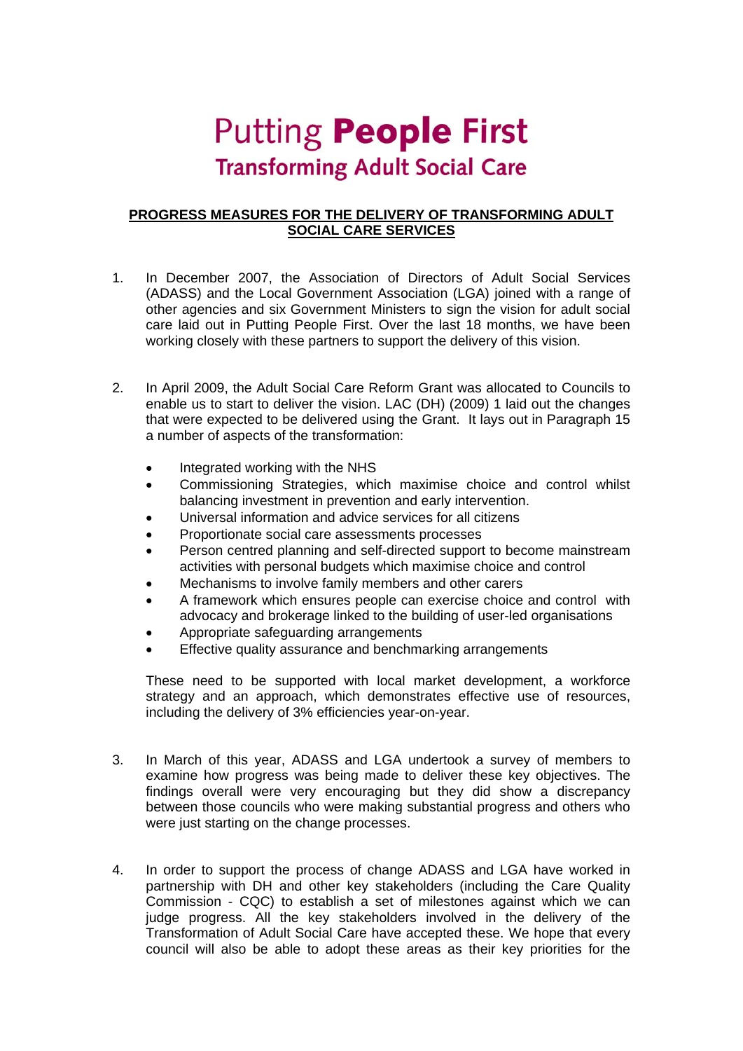# Putting **People** First

## Transforming Adult Social Care

**PROGRESS MEASURES FOR THE DELIVERY OF TRANSFORMING ADULT SOCIAL CARE SERVICES**

1. In December 2007, the Association of Directors of Adult Social Services (ADASS) and the Local Government Association (LGA) joined with a range of other agencies and six Government Ministers to sign the vision for adult social care laid out in Putting People First. Over the last 18 months, we have been working closely with these partners to support the delivery of this vision.

2. In April 2009, the Adult Social Care Reform Grant was allocated to Councils to enable us to start to deliver the vision. LAC (DH) (2009) 1 laid out the changes that were expected to be delivered using the Grant. It lays out in Paragraph 15 a number of aspects of the transformation:

   - Integrated working with the NHS
   - Commissioning Strategies, which maximise choice and control whilst balancing investment in prevention and early intervention.
   - Universal information and advice services for all citizens
   - Proportionate social care assessments processes
   - Person centred planning and self-directed support to become mainstream activities with personal budgets which maximise choice and control
   - Mechanisms to involve family members and other carers
   - A framework which ensures people can exercise choice and control with advocacy and brokerage linked to the building of user-led organisations
   - Appropriate safeguarding arrangements
   - Effective quality assurance and benchmarking arrangements

   These need to be supported with local market development, a workforce strategy and an approach, which demonstrates effective use of resources, including the delivery of 3% efficiencies year-on-year.

3. In March of this year, ADASS and LGA undertook a survey of members to examine how progress was being made to deliver these key objectives. The findings overall were very encouraging but they did show a discrepancy between those councils who were making substantial progress and others who were just starting on the change processes.

4. In order to support the process of change ADASS and LGA have worked in partnership with DH and other key stakeholders (including the Care Quality Commission - CQC) to establish a set of milestones against which we can judge progress. All the key stakeholders involved in the delivery of the Transformation of Adult Social Care have accepted these. We hope that every council will also be able to adopt these areas as their key priorities for the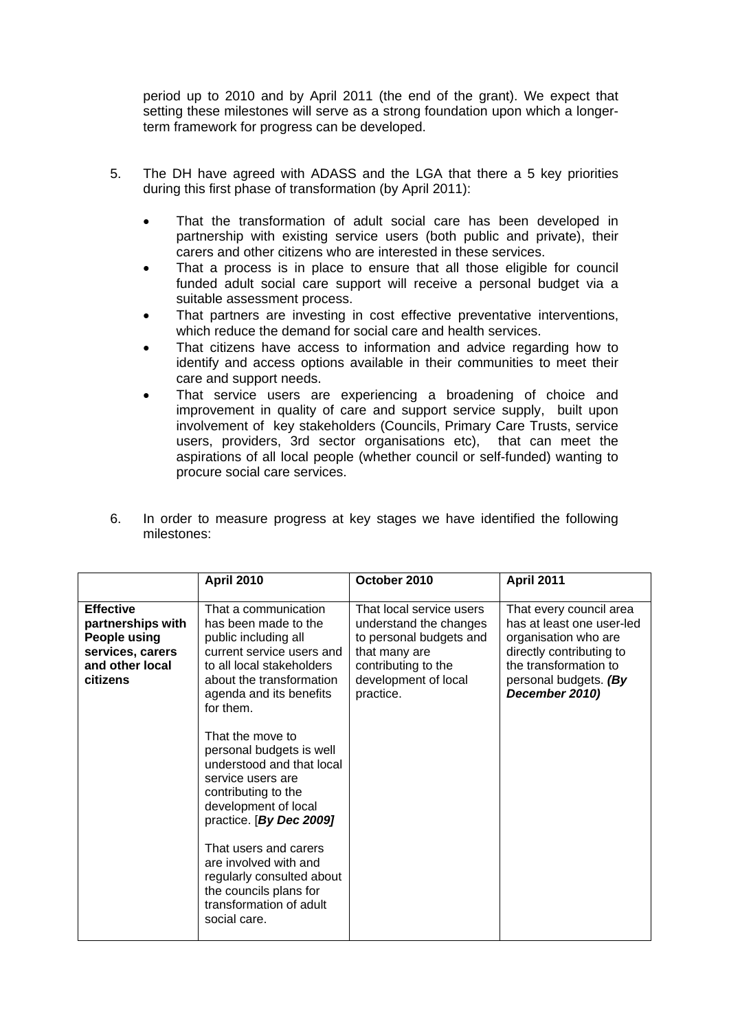period up to 2010 and by April 2011 (the end of the grant). We expect that setting these milestones will serve as a strong foundation upon which a longer-term framework for progress can be developed.

5. The DH have agreed with ADASS and the LGA that there a 5 key priorities during this first phase of transformation (by April 2011):

   - That the transformation of adult social care has been developed in partnership with existing service users (both public and private), their carers and other citizens who are interested in these services.
   - That a process is in place to ensure that all those eligible for council funded adult social care support will receive a personal budget via a suitable assessment process.
   - That partners are investing in cost effective preventative interventions, which reduce the demand for social care and health services.
   - That citizens have access to information and advice regarding how to identify and access options available in their communities to meet their care and support needs.
   - That service users are experiencing a broadening of choice and improvement in quality of care and support service supply, built upon involvement of key stakeholders (Councils, Primary Care Trusts, service users, providers, 3rd sector organisations etc), that can meet the aspirations of all local people (whether council or self-funded) wanting to procure social care services.

6. In order to measure progress at key stages we have identified the following milestones:

| | **April 2010** | **October 2010** | **April 2011** |
|---|---|---|---|
| **Effective partnerships with People using services, carers and other local citizens** | That a communication has been made to the public including all current service users and to all local stakeholders about the transformation agenda and its benefits for them.<br><br>That the move to personal budgets is well understood and that local service users are contributing to the development of local practice. [***By Dec 2009***]<br><br>That users and carers are involved with and regularly consulted about the councils plans for transformation of adult social care. | That local service users understand the changes to personal budgets and that many are contributing to the development of local practice. | That every council area has at least one user-led organisation who are directly contributing to the transformation to personal budgets. ***(By December 2010)*** |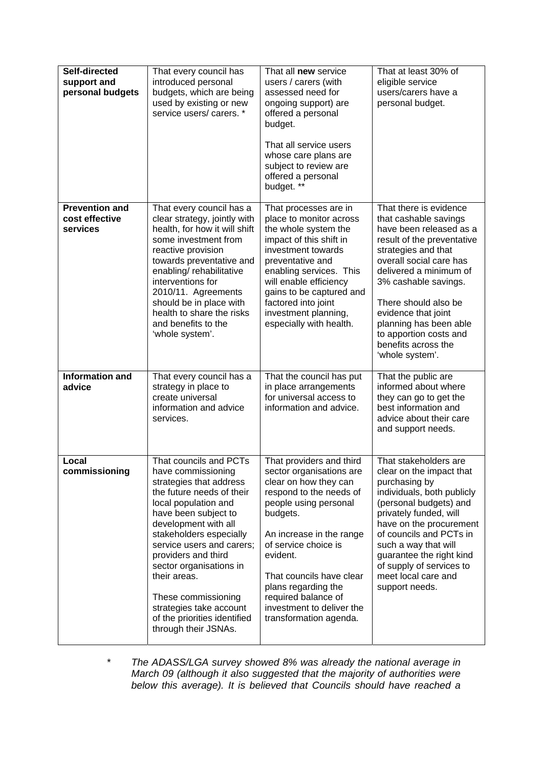| | | | |
|---|---|---|---|
| **Self-directed support and personal budgets** | That every council has introduced personal budgets, which are being used by existing or new service users/ carers. * | That all **new** service users / carers (with assessed need for ongoing support) are offered a personal budget.<br><br>That all service users whose care plans are subject to review are offered a personal budget. ** | That at least 30% of eligible service users/carers have a personal budget. |
| **Prevention and cost effective services** | That every council has a clear strategy, jointly with health, for how it will shift some investment from reactive provision towards preventative and enabling/ rehabilitative interventions for 2010/11. Agreements should be in place with health to share the risks and benefits to the 'whole system'. | That processes are in place to monitor across the whole system the impact of this shift in investment towards preventative and enabling services. This will enable efficiency gains to be captured and factored into joint investment planning, especially with health. | That there is evidence that cashable savings have been released as a result of the preventative strategies and that overall social care has delivered a minimum of 3% cashable savings.<br><br>There should also be evidence that joint planning has been able to apportion costs and benefits across the 'whole system'. |
| **Information and advice** | That every council has a strategy in place to create universal information and advice services. | That the council has put in place arrangements for universal access to information and advice. | That the public are informed about where they can go to get the best information and advice about their care and support needs. |
| **Local commissioning** | That councils and PCTs have commissioning strategies that address the future needs of their local population and have been subject to development with all stakeholders especially service users and carers; providers and third sector organisations in their areas.<br><br>These commissioning strategies take account of the priorities identified through their JSNAs. | That providers and third sector organisations are clear on how they can respond to the needs of people using personal budgets.<br><br>An increase in the range of service choice is evident.<br><br>That councils have clear plans regarding the required balance of investment to deliver the transformation agenda. | That stakeholders are clear on the impact that purchasing by individuals, both publicly (personal budgets) and privately funded, will have on the procurement of councils and PCTs in such a way that will guarantee the right kind of supply of services to meet local care and support needs. |

\* *The ADASS/LGA survey showed 8% was already the national average in March 09 (although it also suggested that the majority of authorities were below this average). It is believed that Councils should have reached a*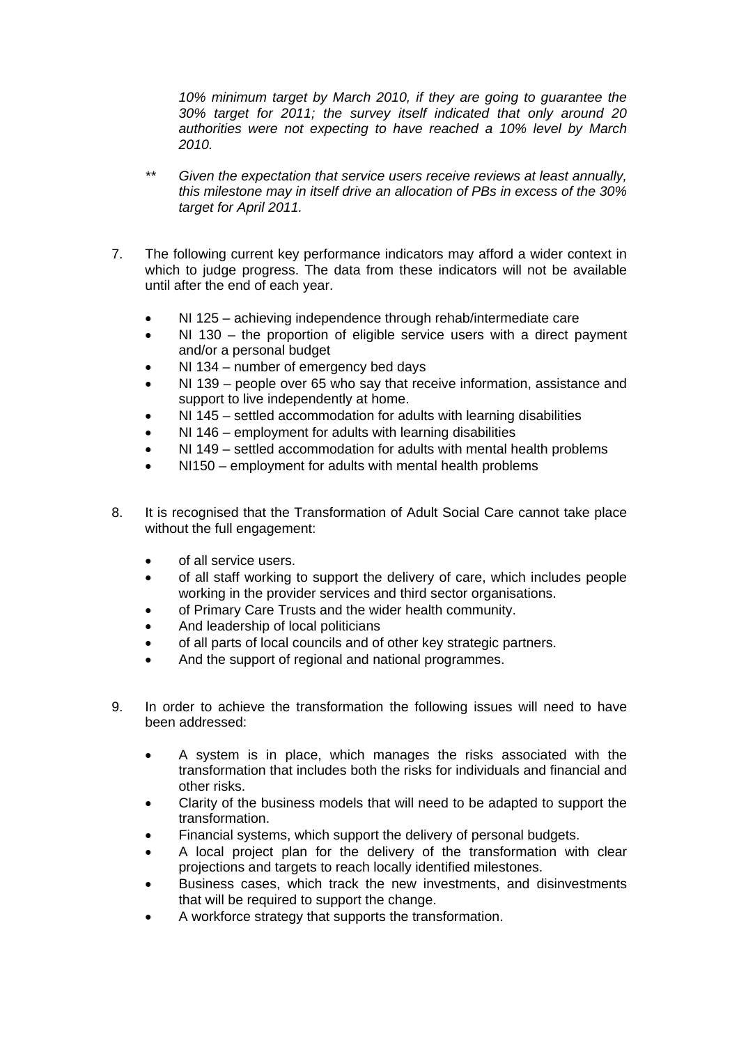*10% minimum target by March 2010, if they are going to guarantee the 30% target for 2011; the survey itself indicated that only around 20 authorities were not expecting to have reached a 10% level by March 2010.*

** *Given the expectation that service users receive reviews at least annually, this milestone may in itself drive an allocation of PBs in excess of the 30% target for April 2011.*

7. The following current key performance indicators may afford a wider context in which to judge progress. The data from these indicators will not be available until after the end of each year.

   - NI 125 – achieving independence through rehab/intermediate care
   - NI 130 – the proportion of eligible service users with a direct payment and/or a personal budget
   - NI 134 – number of emergency bed days
   - NI 139 – people over 65 who say that receive information, assistance and support to live independently at home.
   - NI 145 – settled accommodation for adults with learning disabilities
   - NI 146 – employment for adults with learning disabilities
   - NI 149 – settled accommodation for adults with mental health problems
   - NI150 – employment for adults with mental health problems

8. It is recognised that the Transformation of Adult Social Care cannot take place without the full engagement:

   - of all service users.
   - of all staff working to support the delivery of care, which includes people working in the provider services and third sector organisations.
   - of Primary Care Trusts and the wider health community.
   - And leadership of local politicians
   - of all parts of local councils and of other key strategic partners.
   - And the support of regional and national programmes.

9. In order to achieve the transformation the following issues will need to have been addressed:

   - A system is in place, which manages the risks associated with the transformation that includes both the risks for individuals and financial and other risks.
   - Clarity of the business models that will need to be adapted to support the transformation.
   - Financial systems, which support the delivery of personal budgets.
   - A local project plan for the delivery of the transformation with clear projections and targets to reach locally identified milestones.
   - Business cases, which track the new investments, and disinvestments that will be required to support the change.
   - A workforce strategy that supports the transformation.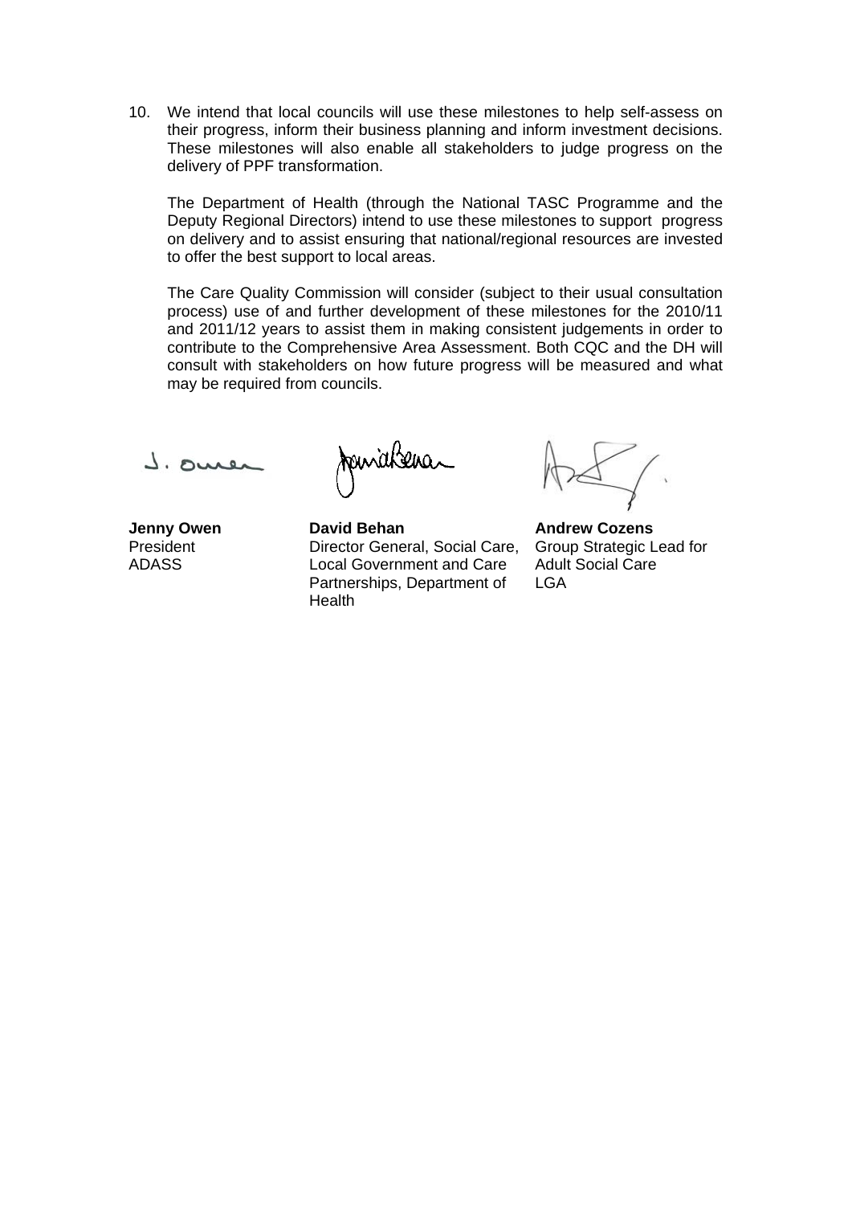10. We intend that local councils will use these milestones to help self-assess on their progress, inform their business planning and inform investment decisions. These milestones will also enable all stakeholders to judge progress on the delivery of PPF transformation.

    The Department of Health (through the National TASC Programme and the Deputy Regional Directors) intend to use these milestones to support progress on delivery and to assist ensuring that national/regional resources are invested to offer the best support to local areas.

    The Care Quality Commission will consider (subject to their usual consultation process) use of and further development of these milestones for the 2010/11 and 2011/12 years to assist them in making consistent judgements in order to contribute to the Comprehensive Area Assessment. Both CQC and the DH will consult with stakeholders on how future progress will be measured and what may be required from councils.

| | | |
|---|---|---|
| **Jenny Owen** | **David Behan** | **Andrew Cozens** |
| President | Director General, Social Care, | Group Strategic Lead for |
| ADASS | Local Government and Care Partnerships, Department of Health | Adult Social Care LGA |